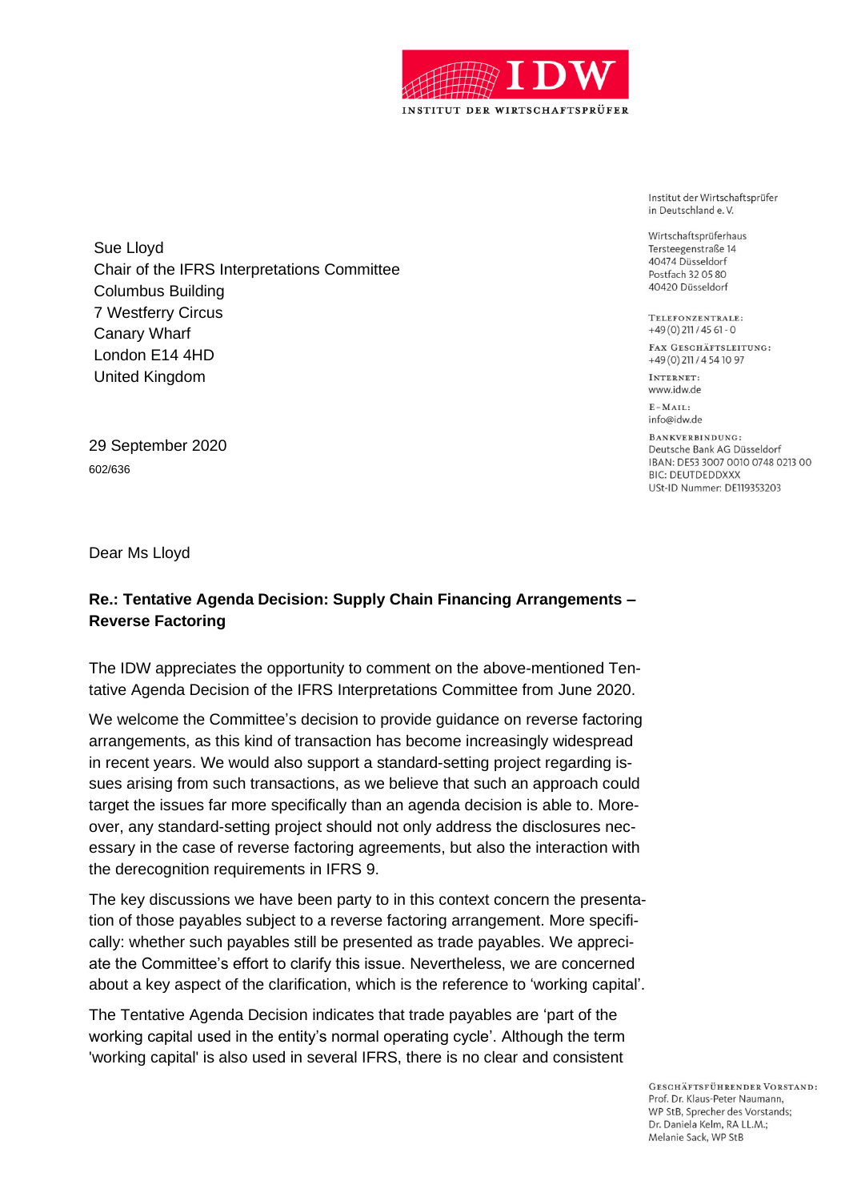Institut der Wirtschaftsprüfer
in Deutschland e. V.

Wirtschaftsprüferhaus
Tersteegenstraße 14
40474 Düsseldorf
Postfach 32 05 80
40420 Düsseldorf

TELEFONZENTRALE:
+49 (0) 211 / 45 61 - 0

FAX GESCHÄFTSLEITUNG:
+49 (0) 211 / 4 54 10 97

INTERNET:
www.idw.de

E-MAIL:
info@idw.de

BANKVERBINDUNG:
Deutsche Bank AG Düsseldorf
IBAN: DE53 3007 0010 0748 0213 00
BIC: DEUTDEDDXXX
USt-ID Nummer: DE119353203

Sue Lloyd
Chair of the IFRS Interpretations Committee
Columbus Building
7 Westferry Circus
Canary Wharf
London E14 4HD
United Kingdom

29 September 2020
602/636

Dear Ms Lloyd

**Re.: Tentative Agenda Decision: Supply Chain Financing Arrangements – Reverse Factoring**

The IDW appreciates the opportunity to comment on the above-mentioned Tentative Agenda Decision of the IFRS Interpretations Committee from June 2020.

We welcome the Committee's decision to provide guidance on reverse factoring arrangements, as this kind of transaction has become increasingly widespread in recent years. We would also support a standard-setting project regarding issues arising from such transactions, as we believe that such an approach could target the issues far more specifically than an agenda decision is able to. Moreover, any standard-setting project should not only address the disclosures necessary in the case of reverse factoring agreements, but also the interaction with the derecognition requirements in IFRS 9.

The key discussions we have been party to in this context concern the presentation of those payables subject to a reverse factoring arrangement. More specifically: whether such payables still be presented as trade payables. We appreciate the Committee's effort to clarify this issue. Nevertheless, we are concerned about a key aspect of the clarification, which is the reference to 'working capital'.

The Tentative Agenda Decision indicates that trade payables are 'part of the working capital used in the entity's normal operating cycle'. Although the term 'working capital' is also used in several IFRS, there is no clear and consistent

GESCHÄFTSFÜHRENDER VORSTAND:
Prof. Dr. Klaus-Peter Naumann,
WP StB, Sprecher des Vorstands;
Dr. Daniela Kelm, RA LL.M.;
Melanie Sack, WP StB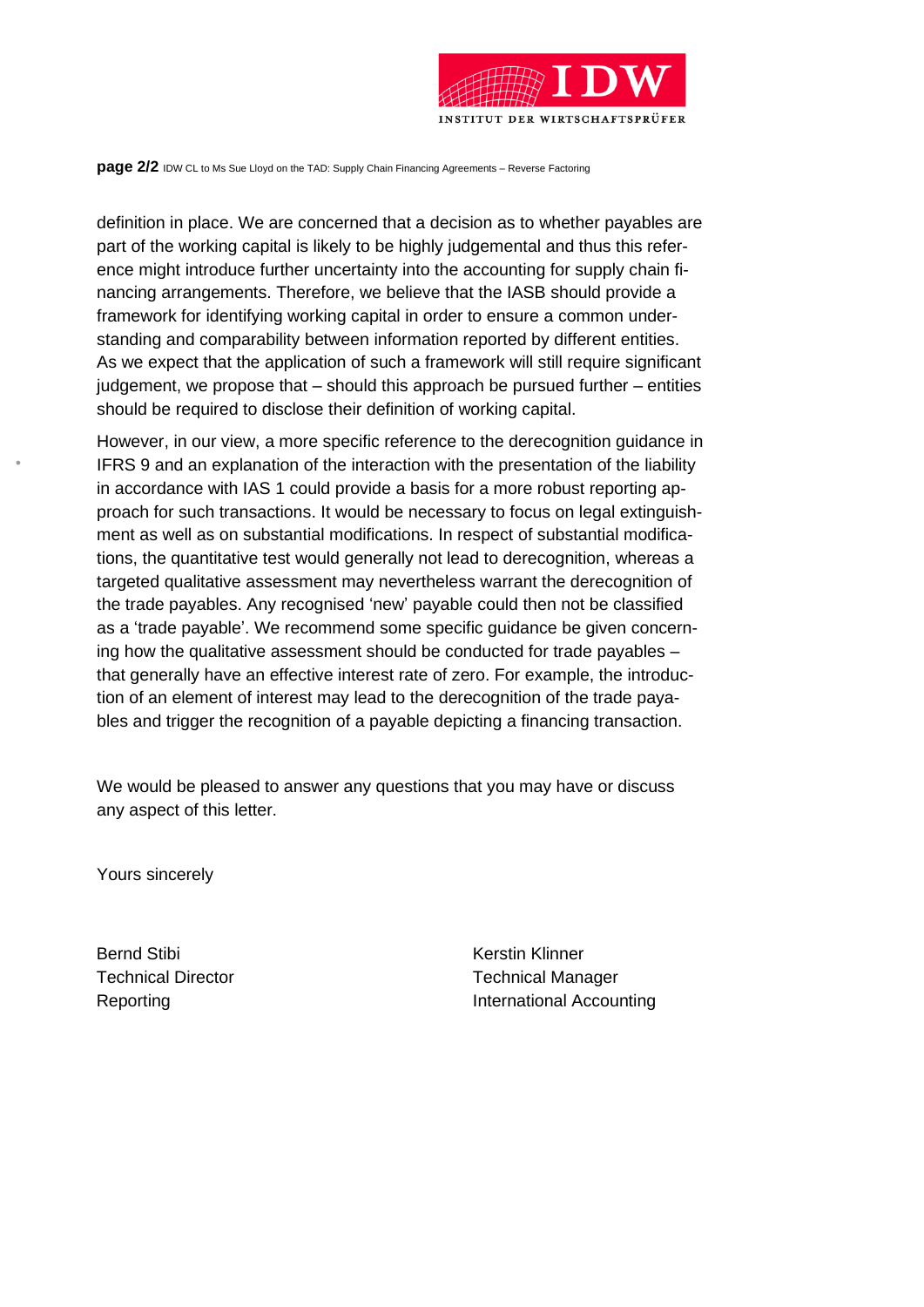definition in place. We are concerned that a decision as to whether payables are part of the working capital is likely to be highly judgemental and thus this reference might introduce further uncertainty into the accounting for supply chain financing arrangements. Therefore, we believe that the IASB should provide a framework for identifying working capital in order to ensure a common understanding and comparability between information reported by different entities. As we expect that the application of such a framework will still require significant judgement, we propose that – should this approach be pursued further – entities should be required to disclose their definition of working capital.

However, in our view, a more specific reference to the derecognition guidance in IFRS 9 and an explanation of the interaction with the presentation of the liability in accordance with IAS 1 could provide a basis for a more robust reporting approach for such transactions. It would be necessary to focus on legal extinguishment as well as on substantial modifications. In respect of substantial modifications, the quantitative test would generally not lead to derecognition, whereas a targeted qualitative assessment may nevertheless warrant the derecognition of the trade payables. Any recognised 'new' payable could then not be classified as a 'trade payable'. We recommend some specific guidance be given concerning how the qualitative assessment should be conducted for trade payables – that generally have an effective interest rate of zero. For example, the introduction of an element of interest may lead to the derecognition of the trade payables and trigger the recognition of a payable depicting a financing transaction.

We would be pleased to answer any questions that you may have or discuss any aspect of this letter.

Yours sincerely

Bernd Stibi
Technical Director
Reporting

Kerstin Klinner
Technical Manager
International Accounting